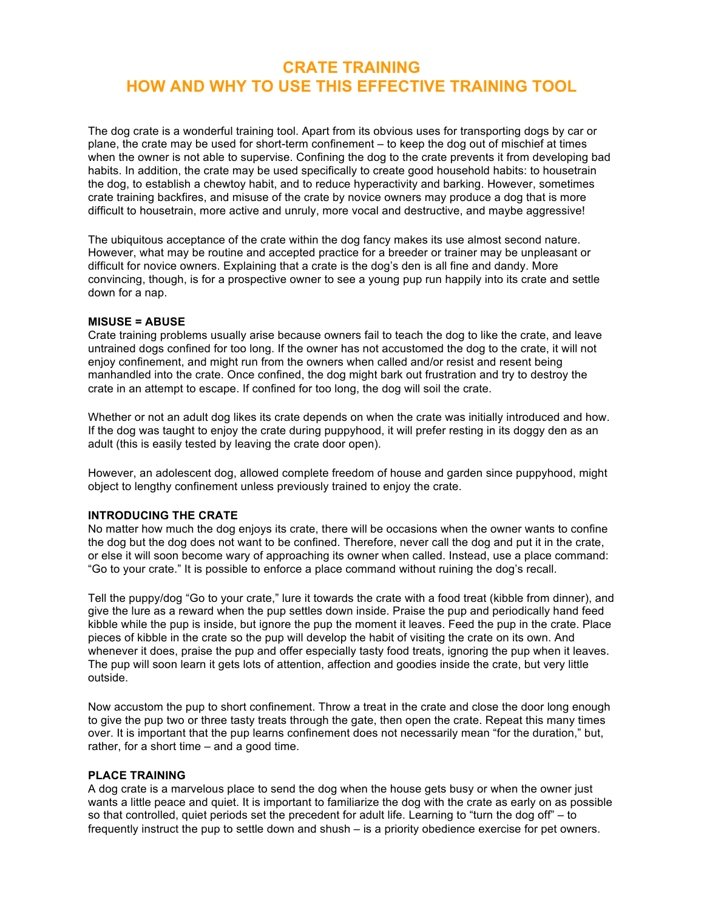# CRATE TRAINING
# HOW AND WHY TO USE THIS EFFECTIVE TRAINING TOOL

The dog crate is a wonderful training tool. Apart from its obvious uses for transporting dogs by car or plane, the crate may be used for short-term confinement – to keep the dog out of mischief at times when the owner is not able to supervise. Confining the dog to the crate prevents it from developing bad habits. In addition, the crate may be used specifically to create good household habits: to housetrain the dog, to establish a chewtoy habit, and to reduce hyperactivity and barking. However, sometimes crate training backfires, and misuse of the crate by novice owners may produce a dog that is more difficult to housetrain, more active and unruly, more vocal and destructive, and maybe aggressive!

The ubiquitous acceptance of the crate within the dog fancy makes its use almost second nature. However, what may be routine and accepted practice for a breeder or trainer may be unpleasant or difficult for novice owners. Explaining that a crate is the dog's den is all fine and dandy. More convincing, though, is for a prospective owner to see a young pup run happily into its crate and settle down for a nap.

**MISUSE = ABUSE**
Crate training problems usually arise because owners fail to teach the dog to like the crate, and leave untrained dogs confined for too long. If the owner has not accustomed the dog to the crate, it will not enjoy confinement, and might run from the owners when called and/or resist and resent being manhandled into the crate. Once confined, the dog might bark out frustration and try to destroy the crate in an attempt to escape. If confined for too long, the dog will soil the crate.

Whether or not an adult dog likes its crate depends on when the crate was initially introduced and how. If the dog was taught to enjoy the crate during puppyhood, it will prefer resting in its doggy den as an adult (this is easily tested by leaving the crate door open).

However, an adolescent dog, allowed complete freedom of house and garden since puppyhood, might object to lengthy confinement unless previously trained to enjoy the crate.

**INTRODUCING THE CRATE**
No matter how much the dog enjoys its crate, there will be occasions when the owner wants to confine the dog but the dog does not want to be confined. Therefore, never call the dog and put it in the crate, or else it will soon become wary of approaching its owner when called. Instead, use a place command: "Go to your crate." It is possible to enforce a place command without ruining the dog's recall.

Tell the puppy/dog "Go to your crate," lure it towards the crate with a food treat (kibble from dinner), and give the lure as a reward when the pup settles down inside. Praise the pup and periodically hand feed kibble while the pup is inside, but ignore the pup the moment it leaves. Feed the pup in the crate. Place pieces of kibble in the crate so the pup will develop the habit of visiting the crate on its own. And whenever it does, praise the pup and offer especially tasty food treats, ignoring the pup when it leaves. The pup will soon learn it gets lots of attention, affection and goodies inside the crate, but very little outside.

Now accustom the pup to short confinement. Throw a treat in the crate and close the door long enough to give the pup two or three tasty treats through the gate, then open the crate. Repeat this many times over. It is important that the pup learns confinement does not necessarily mean "for the duration," but, rather, for a short time – and a good time.

**PLACE TRAINING**
A dog crate is a marvelous place to send the dog when the house gets busy or when the owner just wants a little peace and quiet. It is important to familiarize the dog with the crate as early on as possible so that controlled, quiet periods set the precedent for adult life. Learning to "turn the dog off" – to frequently instruct the pup to settle down and shush – is a priority obedience exercise for pet owners.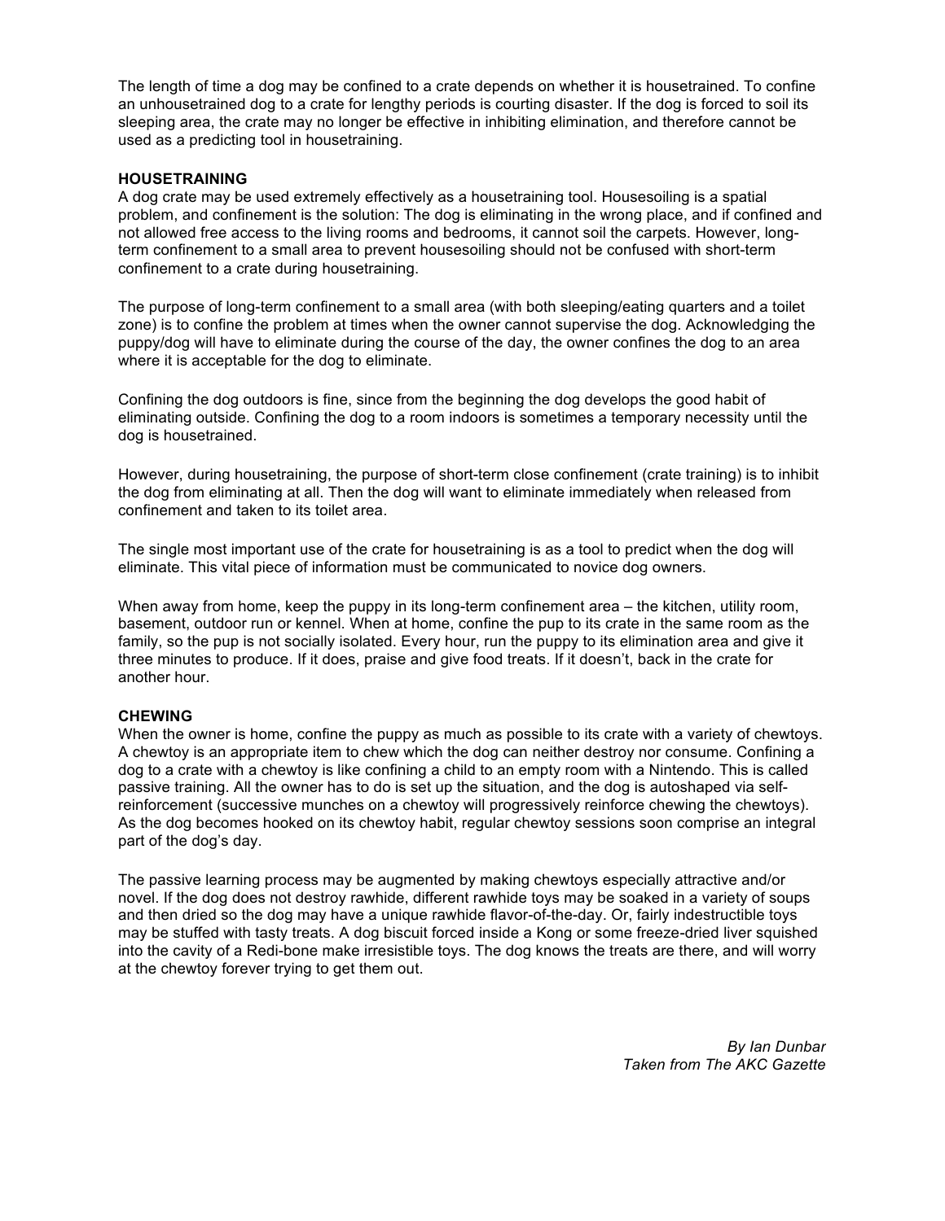The length of time a dog may be confined to a crate depends on whether it is housetrained. To confine an unhousetrained dog to a crate for lengthy periods is courting disaster. If the dog is forced to soil its sleeping area, the crate may no longer be effective in inhibiting elimination, and therefore cannot be used as a predicting tool in housetraining.

## HOUSETRAINING

A dog crate may be used extremely effectively as a housetraining tool. Housesoiling is a spatial problem, and confinement is the solution: The dog is eliminating in the wrong place, and if confined and not allowed free access to the living rooms and bedrooms, it cannot soil the carpets. However, long-term confinement to a small area to prevent housesoiling should not be confused with short-term confinement to a crate during housetraining.

The purpose of long-term confinement to a small area (with both sleeping/eating quarters and a toilet zone) is to confine the problem at times when the owner cannot supervise the dog. Acknowledging the puppy/dog will have to eliminate during the course of the day, the owner confines the dog to an area where it is acceptable for the dog to eliminate.

Confining the dog outdoors is fine, since from the beginning the dog develops the good habit of eliminating outside. Confining the dog to a room indoors is sometimes a temporary necessity until the dog is housetrained.

However, during housetraining, the purpose of short-term close confinement (crate training) is to inhibit the dog from eliminating at all. Then the dog will want to eliminate immediately when released from confinement and taken to its toilet area.

The single most important use of the crate for housetraining is as a tool to predict when the dog will eliminate. This vital piece of information must be communicated to novice dog owners.

When away from home, keep the puppy in its long-term confinement area – the kitchen, utility room, basement, outdoor run or kennel. When at home, confine the pup to its crate in the same room as the family, so the pup is not socially isolated. Every hour, run the puppy to its elimination area and give it three minutes to produce. If it does, praise and give food treats. If it doesn't, back in the crate for another hour.

## CHEWING

When the owner is home, confine the puppy as much as possible to its crate with a variety of chewtoys. A chewtoy is an appropriate item to chew which the dog can neither destroy nor consume. Confining a dog to a crate with a chewtoy is like confining a child to an empty room with a Nintendo. This is called passive training. All the owner has to do is set up the situation, and the dog is autoshaped via self-reinforcement (successive munches on a chewtoy will progressively reinforce chewing the chewtoys). As the dog becomes hooked on its chewtoy habit, regular chewtoy sessions soon comprise an integral part of the dog's day.

The passive learning process may be augmented by making chewtoys especially attractive and/or novel. If the dog does not destroy rawhide, different rawhide toys may be soaked in a variety of soups and then dried so the dog may have a unique rawhide flavor-of-the-day. Or, fairly indestructible toys may be stuffed with tasty treats. A dog biscuit forced inside a Kong or some freeze-dried liver squished into the cavity of a Redi-bone make irresistible toys. The dog knows the treats are there, and will worry at the chewtoy forever trying to get them out.

*By Ian Dunbar*
*Taken from The AKC Gazette*